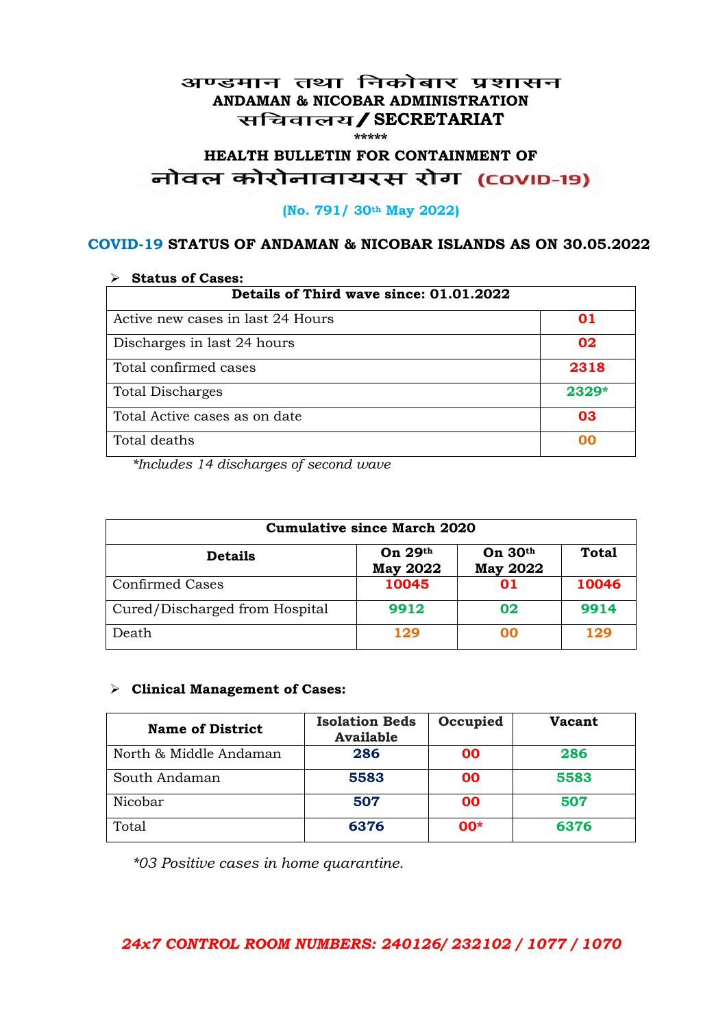# अण्डमान तथा निकोबार प्रशासन
# ANDAMAN & NICOBAR ADMINISTRATION
# सचिवालय / SECRETARIAT

\*\*\*\*\*

## HEALTH BULLETIN FOR CONTAINMENT OF
## नोवल कोरोनावायरस रोग (COVID-19)

**(No. 791/ 30th May 2022)**

### COVID-19 STATUS OF ANDAMAN & NICOBAR ISLANDS AS ON 30.05.2022

- **Status of Cases:**

| Details of Third wave since: 01.01.2022 | |
|---|---|
| Active new cases in last 24 Hours | 01 |
| Discharges in last 24 hours | 02 |
| Total confirmed cases | 2318 |
| Total Discharges | 2329* |
| Total Active cases as on date | 03 |
| Total deaths | 00 |

*\*Includes 14 discharges of second wave*

| Cumulative since March 2020 | | | |
|---|---|---|---|
| **Details** | **On 29th May 2022** | **On 30th May 2022** | **Total** |
| Confirmed Cases | 10045 | 01 | 10046 |
| Cured/Discharged from Hospital | 9912 | 02 | 9914 |
| Death | 129 | 00 | 129 |

- **Clinical Management of Cases:**

| Name of District | Isolation Beds Available | Occupied | Vacant |
|---|---|---|---|
| North & Middle Andaman | 286 | 00 | 286 |
| South Andaman | 5583 | 00 | 5583 |
| Nicobar | 507 | 00 | 507 |
| Total | 6376 | 00* | 6376 |

*\*03 Positive cases in home quarantine.*

***24x7 CONTROL ROOM NUMBERS: 240126/ 232102 / 1077 / 1070***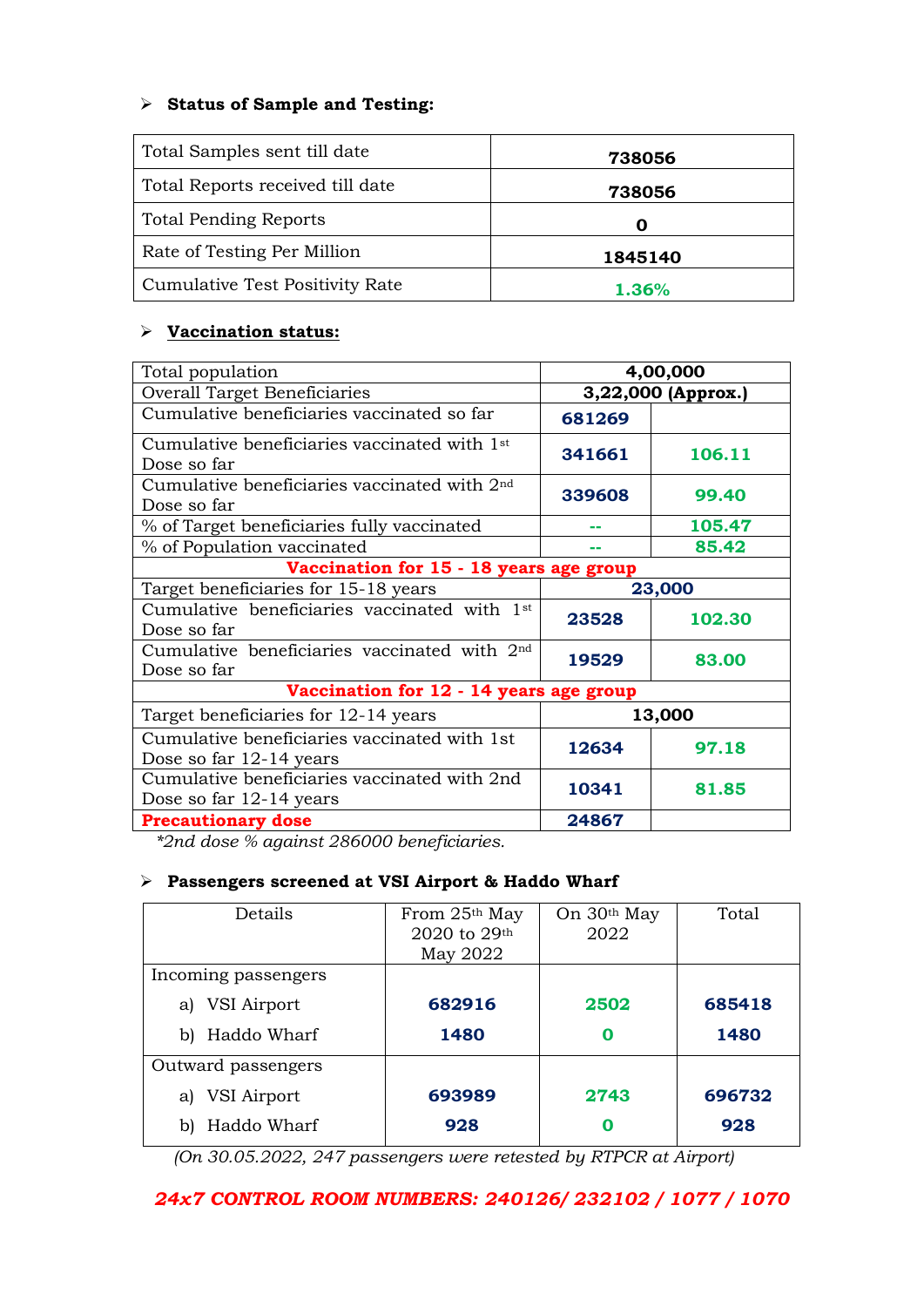- **Status of Sample and Testing:**

| | |
|---|---|
| Total Samples sent till date | **738056** |
| Total Reports received till date | **738056** |
| Total Pending Reports | **0** |
| Rate of Testing Per Million | **1845140** |
| Cumulative Test Positivity Rate | **1.36%** |

- **Vaccination status:**

| | | |
|---|---|---|
| Total population | **4,00,000** | |
| Overall Target Beneficiaries | **3,22,000 (Approx.)** | |
| Cumulative beneficiaries vaccinated so far | **681269** | |
| Cumulative beneficiaries vaccinated with 1st Dose so far | **341661** | **106.11** |
| Cumulative beneficiaries vaccinated with 2nd Dose so far | **339608** | **99.40** |
| % of Target beneficiaries fully vaccinated | **--** | **105.47** |
| % of Population vaccinated | **--** | **85.42** |
| **Vaccination for 15 - 18 years age group** | | |
| Target beneficiaries for 15-18 years | **23,000** | |
| Cumulative beneficiaries vaccinated with 1st Dose so far | **23528** | **102.30** |
| Cumulative beneficiaries vaccinated with 2nd Dose so far | **19529** | **83.00** |
| **Vaccination for 12 - 14 years age group** | | |
| Target beneficiaries for 12-14 years | **13,000** | |
| Cumulative beneficiaries vaccinated with 1st Dose so far 12-14 years | **12634** | **97.18** |
| Cumulative beneficiaries vaccinated with 2nd Dose so far 12-14 years | **10341** | **81.85** |
| **Precautionary dose** | **24867** | |

*\*2nd dose % against 286000 beneficiaries.*

- **Passengers screened at VSI Airport & Haddo Wharf**

| Details | From 25th May 2020 to 29th May 2022 | On 30th May 2022 | Total |
|---|---|---|---|
| Incoming passengers | | | |
| a) VSI Airport | **682916** | **2502** | **685418** |
| b) Haddo Wharf | **1480** | **0** | **1480** |
| Outward passengers | | | |
| a) VSI Airport | **693989** | **2743** | **696732** |
| b) Haddo Wharf | **928** | **0** | **928** |

*(On 30.05.2022, 247 passengers were retested by RTPCR at Airport)*

***24x7 CONTROL ROOM NUMBERS: 240126/ 232102 / 1077 / 1070***